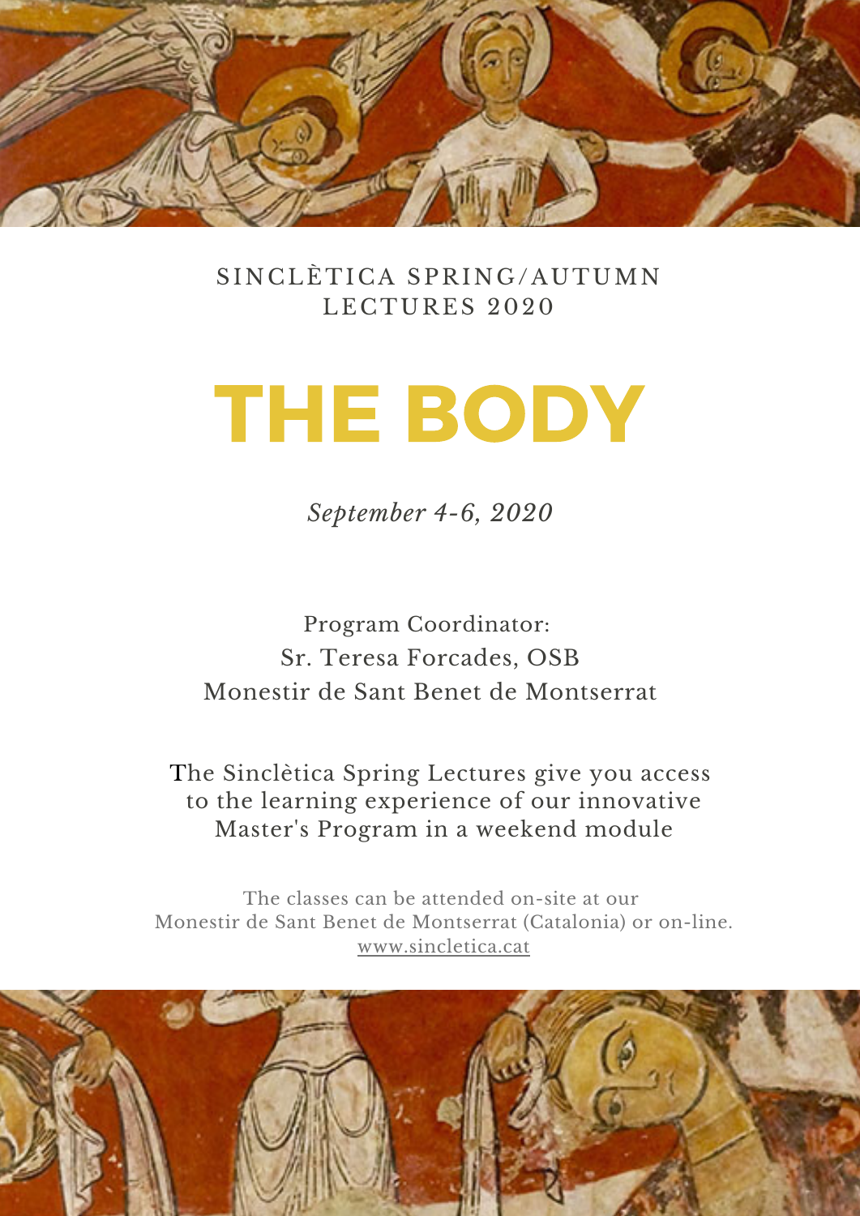SINCLÈTICA SPRING/AUTUMN LECTURES 2020

# THE BODY

*September 4-6, 2020*

Program Coordinator:
Sr. Teresa Forcades, OSB
Monestir de Sant Benet de Montserrat

The Sinclètica Spring Lectures give you access to the learning experience of our innovative Master's Program in a weekend module

The classes can be attended on-site at our Monestir de Sant Benet de Montserrat (Catalonia) or on-line.
www.sincletica.cat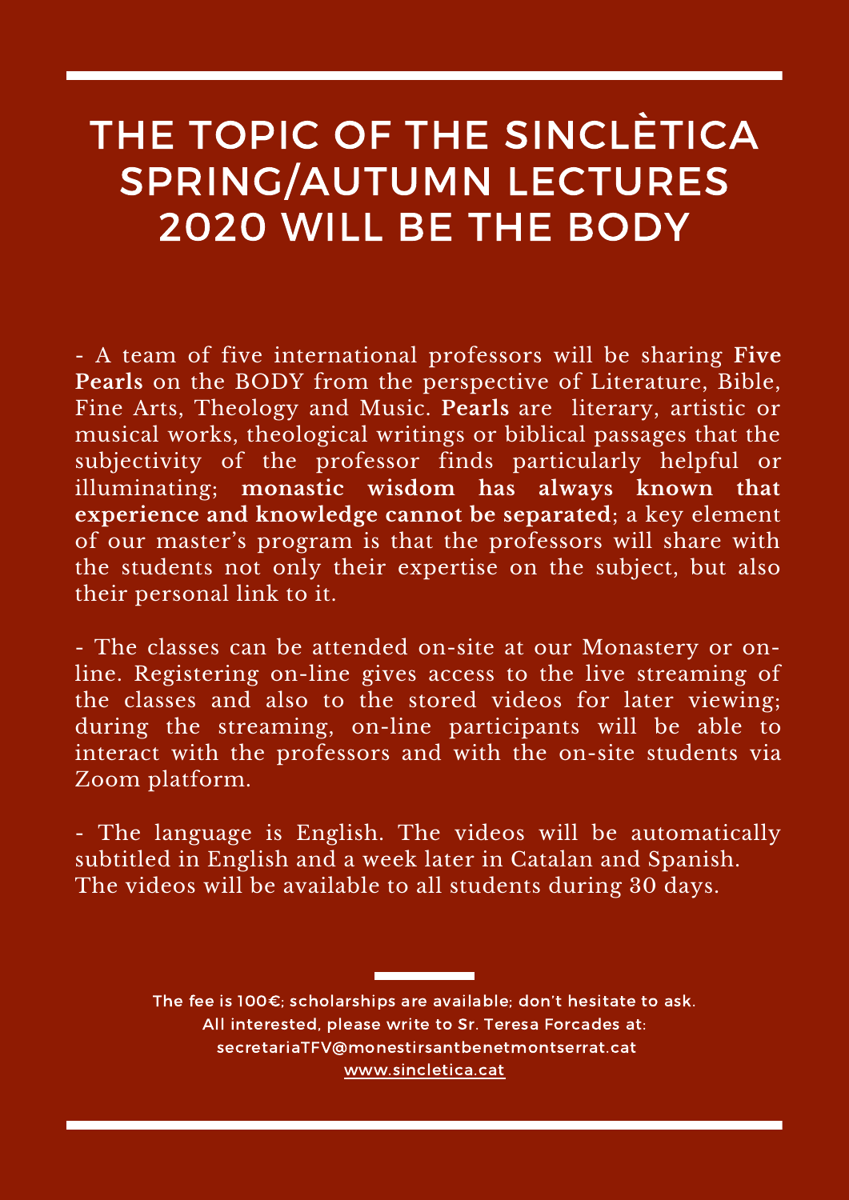# THE TOPIC OF THE SINCLÈTICA SPRING/AUTUMN LECTURES 2020 WILL BE THE BODY

- A team of five international professors will be sharing **Five Pearls** on the BODY from the perspective of Literature, Bible, Fine Arts, Theology and Music. **Pearls** are literary, artistic or musical works, theological writings or biblical passages that the subjectivity of the professor finds particularly helpful or illuminating; **monastic wisdom has always known that experience and knowledge cannot be separated**; a key element of our master's program is that the professors will share with the students not only their expertise on the subject, but also their personal link to it.

- The classes can be attended on-site at our Monastery or on-line. Registering on-line gives access to the live streaming of the classes and also to the stored videos for later viewing; during the streaming, on-line participants will be able to interact with the professors and with the on-site students via Zoom platform.

- The language is English. The videos will be automatically subtitled in English and a week later in Catalan and Spanish. The videos will be available to all students during 30 days.

The fee is 100€; scholarships are available; don't hesitate to ask.
All interested, please write to Sr. Teresa Forcades at:
secretariaTFV@monestirsantbenetmontserrat.cat
www.sincletica.cat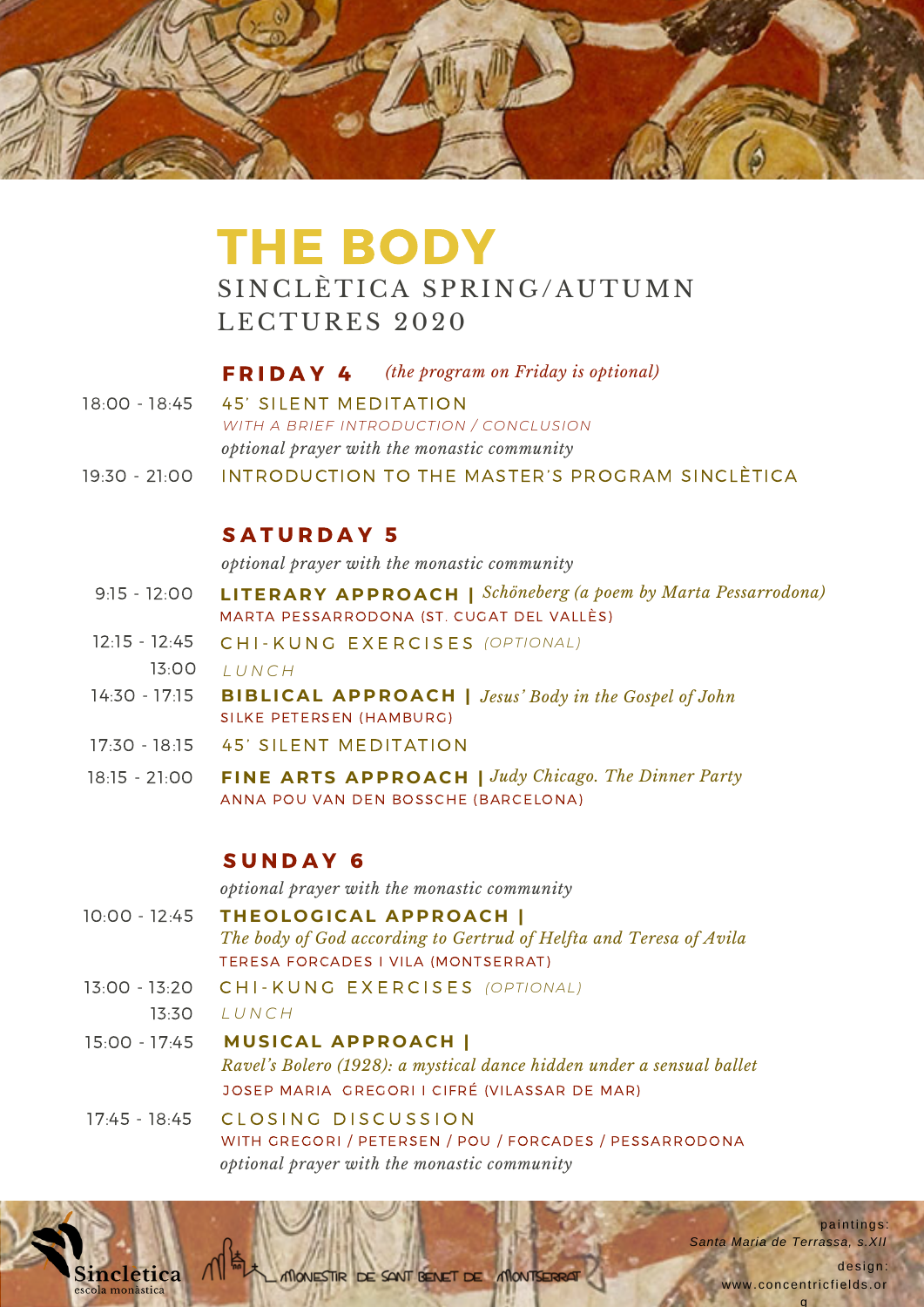# THE BODY

## SINCLÈTICA SPRING/AUTUMN LECTURES 2020

### FRIDAY 4 *(the program on Friday is optional)*

18:00 - 18:45 45' SILENT MEDITATION
*WITH A BRIEF INTRODUCTION / CONCLUSION*
*optional prayer with the monastic community*

19:30 - 21:00 INTRODUCTION TO THE MASTER'S PROGRAM SINCLÈTICA

### SATURDAY 5

*optional prayer with the monastic community*

9:15 - 12:00 **LITERARY APPROACH |** *Schöneberg (a poem by Marta Pessarrodona)*
MARTA PESSARRODONA (ST. CUGAT DEL VALLÈS)

12:15 - 12:45 CHI-KUNG EXERCISES *(OPTIONAL)*

13:00 *LUNCH*

14:30 - 17:15 **BIBLICAL APPROACH |** *Jesus' Body in the Gospel of John*
SILKE PETERSEN (HAMBURG)

17:30 - 18:15 45' SILENT MEDITATION

18:15 - 21:00 **FINE ARTS APPROACH |** *Judy Chicago. The Dinner Party*
ANNA POU VAN DEN BOSSCHE (BARCELONA)

### SUNDAY 6

*optional prayer with the monastic community*

10:00 - 12:45 **THEOLOGICAL APPROACH |**
*The body of God according to Gertrud of Helfta and Teresa of Avila*
TERESA FORCADES I VILA (MONTSERRAT)

13:00 - 13:20 CHI-KUNG EXERCISES *(OPTIONAL)*

13:30 *LUNCH*

15:00 - 17:45 **MUSICAL APPROACH |**
*Ravel's Bolero (1928): a mystical dance hidden under a sensual ballet*
JOSEP MARIA GREGORI I CIFRÉ (VILASSAR DE MAR)

17:45 - 18:45 CLOSING DISCUSSION
WITH GREGORI / PETERSEN / POU / FORCADES / PESSARRODONA
*optional prayer with the monastic community*

Sincletica escola monàstica

MONESTIR DE SANT BENET DE MONTSERRAT

paintings: *Santa Maria de Terrassa, s.XII*

design: www.concentricfields.org